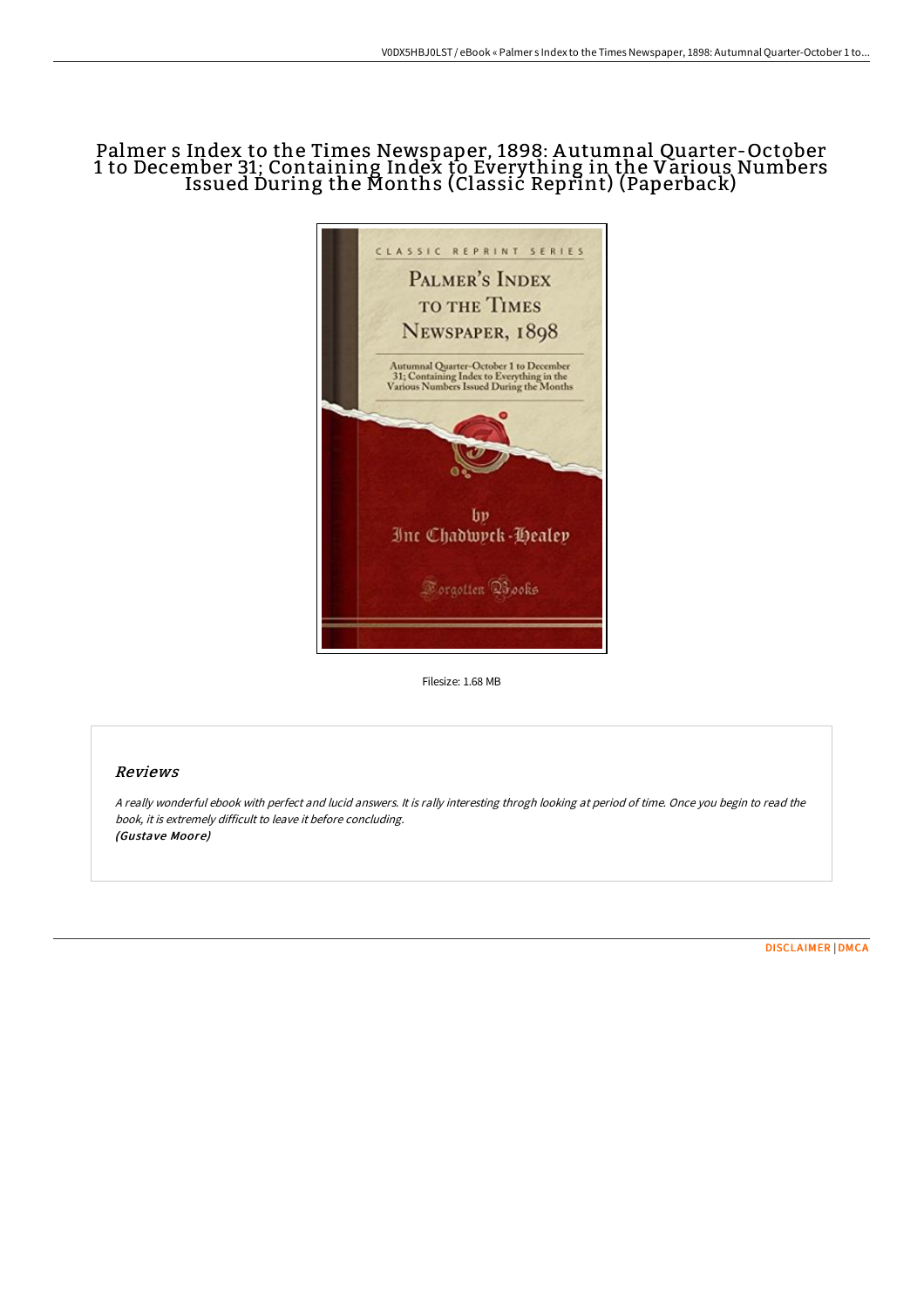# Palmer s Index to the Times Newspaper, 1898: Autumnal Quarter-October 1 to December 31; Containing Index to Everything in the Various Numbers Issued During the Months (Classic Reprint) (Paperback)

Filesize: 1.68 MB

## Reviews

*A really wonderful ebook with perfect and lucid answers. It is rally interesting throgh looking at period of time. Once you begin to read the book, it is extremely difficult to leave it before concluding.*
***(Gustave Moore)***

DISCLAIMER | DMCA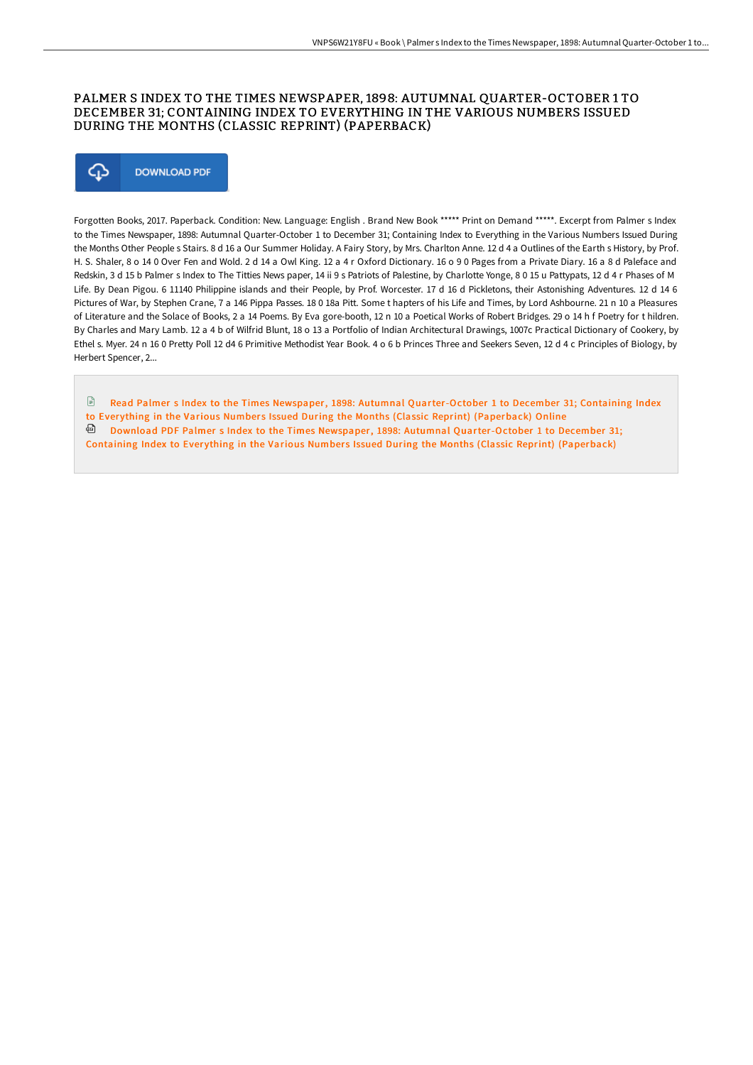# PALMER S INDEX TO THE TIMES NEWSPAPER, 1898: AUTUMNAL QUARTER-OCTOBER 1 TO DECEMBER 31; CONTAINING INDEX TO EVERYTHING IN THE VARIOUS NUMBERS ISSUED DURING THE MONTHS (CLASSIC REPRINT) (PAPERBACK)

DOWNLOAD PDF

Forgotten Books, 2017. Paperback. Condition: New. Language: English . Brand New Book ***** Print on Demand *****. Excerpt from Palmer s Index to the Times Newspaper, 1898: Autumnal Quarter-October 1 to December 31; Containing Index to Everything in the Various Numbers Issued During the Months Other People s Stairs. 8 d 16 a Our Summer Holiday. A Fairy Story, by Mrs. Charlton Anne. 12 d 4 a Outlines of the Earth s History, by Prof. H. S. Shaler, 8 o 14 0 Over Fen and Wold. 2 d 14 a Owl King. 12 a 4 r Oxford Dictionary. 16 o 9 0 Pages from a Private Diary. 16 a 8 d Paleface and Redskin, 3 d 15 b Palmer s Index to The Titties News paper, 14 ii 9 s Patriots of Palestine, by Charlotte Yonge, 8 0 15 u Pattypats, 12 d 4 r Phases of M Life. By Dean Pigou. 6 11140 Philippine islands and their People, by Prof. Worcester. 17 d 16 d Pickletons, their Astonishing Adventures. 12 d 14 6 Pictures of War, by Stephen Crane, 7 a 146 Pippa Passes. 18 0 18a Pitt. Some t hapters of his Life and Times, by Lord Ashbourne. 21 n 10 a Pleasures of Literature and the Solace of Books, 2 a 14 Poems. By Eva gore-booth, 12 n 10 a Poetical Works of Robert Bridges. 29 o 14 h f Poetry for t hildren. By Charles and Mary Lamb. 12 a 4 b of Wilfrid Blunt, 18 o 13 a Portfolio of Indian Architectural Drawings, 1007c Practical Dictionary of Cookery, by Ethel s. Myer. 24 n 16 0 Pretty Poll 12 d4 6 Primitive Methodist Year Book. 4 o 6 b Princes Three and Seekers Seven, 12 d 4 c Principles of Biology, by Herbert Spencer, 2...

Read Palmer s Index to the Times Newspaper, 1898: Autumnal Quarter-October 1 to December 31; Containing Index to Everything in the Various Numbers Issued During the Months (Classic Reprint) (Paperback) Online

Download PDF Palmer s Index to the Times Newspaper, 1898: Autumnal Quarter-October 1 to December 31; Containing Index to Everything in the Various Numbers Issued During the Months (Classic Reprint) (Paperback)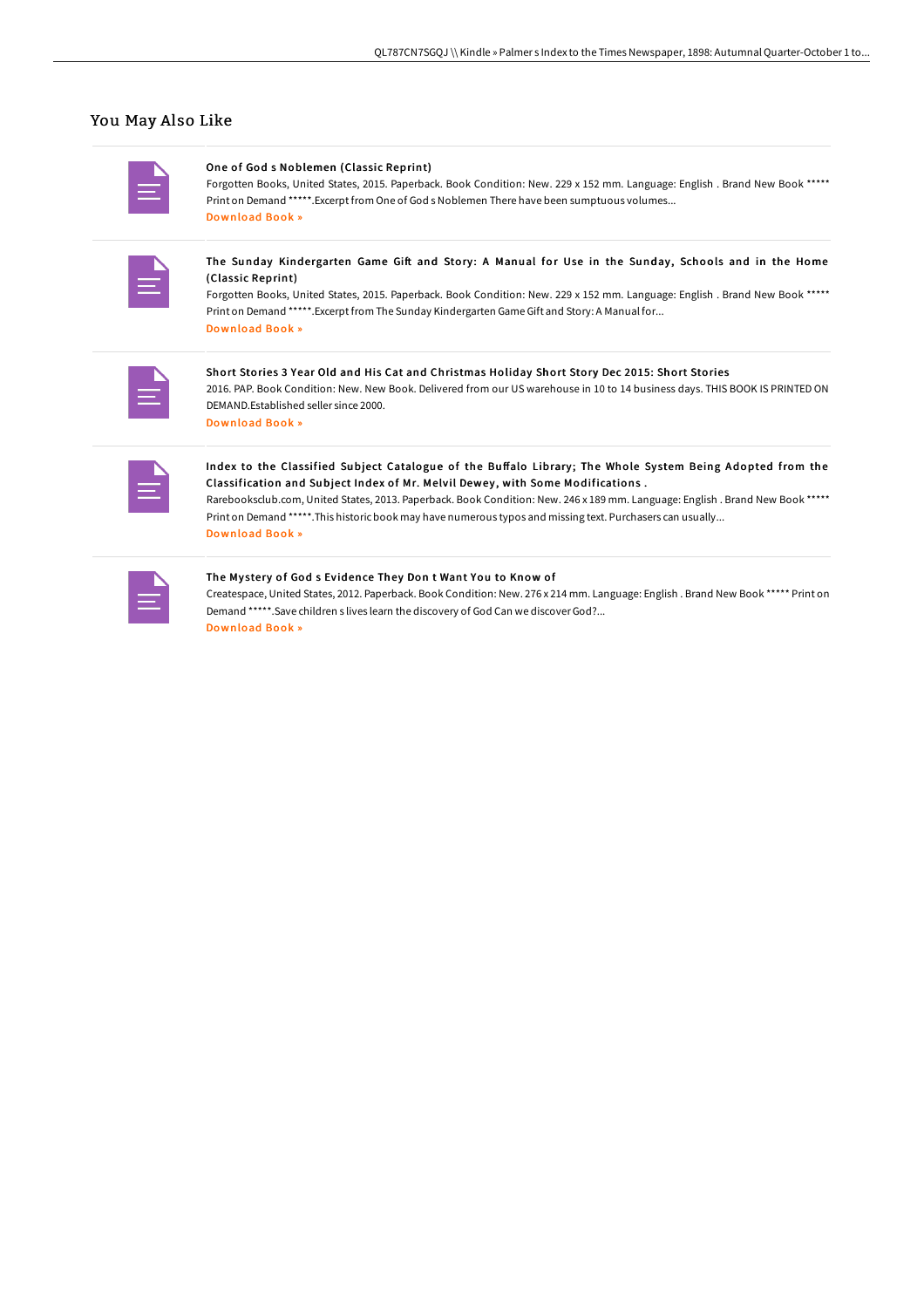## You May Also Like

**One of God s Noblemen (Classic Reprint)**

Forgotten Books, United States, 2015. Paperback. Book Condition: New. 229 x 152 mm. Language: English . Brand New Book ***** Print on Demand *****.Excerpt from One of God s Noblemen There have been sumptuous volumes...

Download Book »

**The Sunday Kindergarten Game Gift and Story: A Manual for Use in the Sunday, Schools and in the Home (Classic Reprint)**

Forgotten Books, United States, 2015. Paperback. Book Condition: New. 229 x 152 mm. Language: English . Brand New Book ***** Print on Demand *****.Excerpt from The Sunday Kindergarten Game Gift and Story: A Manual for...

Download Book »

**Short Stories 3 Year Old and His Cat and Christmas Holiday Short Story Dec 2015: Short Stories**

2016. PAP. Book Condition: New. New Book. Delivered from our US warehouse in 10 to 14 business days. THIS BOOK IS PRINTED ON DEMAND.Established seller since 2000.

Download Book »

**Index to the Classified Subject Catalogue of the Buffalo Library; The Whole System Being Adopted from the Classification and Subject Index of Mr. Melvil Dewey, with Some Modifications .**

Rarebooksclub.com, United States, 2013. Paperback. Book Condition: New. 246 x 189 mm. Language: English . Brand New Book ***** Print on Demand *****.This historic book may have numerous typos and missing text. Purchasers can usually...

Download Book »

**The Mystery of God s Evidence They Don t Want You to Know of**

Createspace, United States, 2012. Paperback. Book Condition: New. 276 x 214 mm. Language: English . Brand New Book ***** Print on Demand *****.Save children s lives learn the discovery of God Can we discover God?...

Download Book »